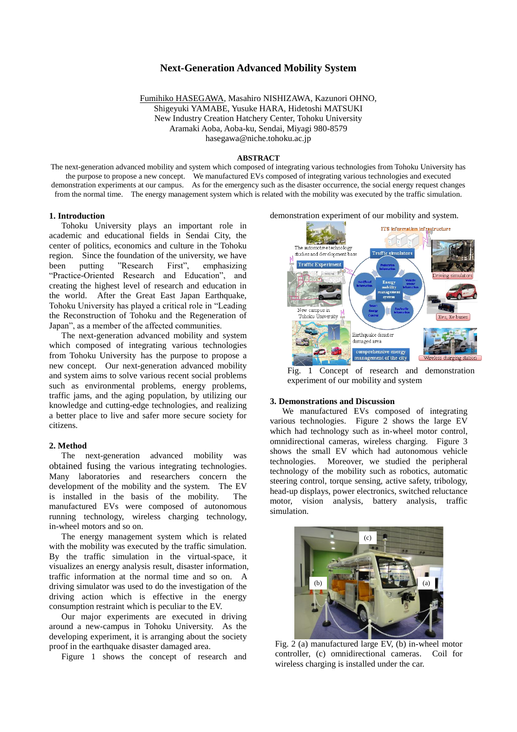# Next-Generation Advanced Mobility System

Fumihiko HASEGAWA, Masahiro NISHIZAWA, Kazunori OHNO, Shigeyuki YAMABE, Yusuke HARA, Hidetoshi MATSUKI
New Industry Creation Hatchery Center, Tohoku University
Aramaki Aoba, Aoba-ku, Sendai, Miyagi 980-8579
hasegawa@niche.tohoku.ac.jp

## ABSTRACT

The next-generation advanced mobility and system which composed of integrating various technologies from Tohoku University has the purpose to propose a new concept. We manufactured EVs composed of integrating various technologies and executed demonstration experiments at our campus. As for the emergency such as the disaster occurrence, the social energy request changes from the normal time. The energy management system which is related with the mobility was executed by the traffic simulation.

## 1. Introduction

Tohoku University plays an important role in academic and educational fields in Sendai City, the center of politics, economics and culture in the Tohoku region. Since the foundation of the university, we have been putting "Research First", emphasizing "Practice-Oriented Research and Education", and creating the highest level of research and education in the world. After the Great East Japan Earthquake, Tohoku University has played a critical role in "Leading the Reconstruction of Tohoku and the Regeneration of Japan", as a member of the affected communities.

The next-generation advanced mobility and system which composed of integrating various technologies from Tohoku University has the purpose to propose a new concept. Our next-generation advanced mobility and system aims to solve various recent social problems such as environmental problems, energy problems, traffic jams, and the aging population, by utilizing our knowledge and cutting-edge technologies, and realizing a better place to live and safer more secure society for citizens.

## 2. Method

The next-generation advanced mobility was obtained fusing the various integrating technologies. Many laboratories and researchers concern the development of the mobility and the system. The EV is installed in the basis of the mobility. The manufactured EVs were composed of autonomous running technology, wireless charging technology, in-wheel motors and so on.

The energy management system which is related with the mobility was executed by the traffic simulation. By the traffic simulation in the virtual-space, it visualizes an energy analysis result, disaster information, traffic information at the normal time and so on. A driving simulator was used to do the investigation of the driving action which is effective in the energy consumption restraint which is peculiar to the EV.

Our major experiments are executed in driving around a new-campus in Tohoku University. As the developing experiment, it is arranging about the society proof in the earthquake disaster damaged area.

Figure 1 shows the concept of research and demonstration experiment of our mobility and system.

Fig. 1 Concept of research and demonstration experiment of our mobility and system

## 3. Demonstrations and Discussion

We manufactured EVs composed of integrating various technologies. Figure 2 shows the large EV which had technology such as in-wheel motor control, omnidirectional cameras, wireless charging. Figure 3 shows the small EV which had autonomous vehicle technologies. Moreover, we studied the peripheral technology of the mobility such as robotics, automatic steering control, torque sensing, active safety, tribology, head-up displays, power electronics, switched reluctance motor, vision analysis, battery analysis, traffic simulation.

Fig. 2 (a) manufactured large EV, (b) in-wheel motor controller, (c) omnidirectional cameras. Coil for wireless charging is installed under the car.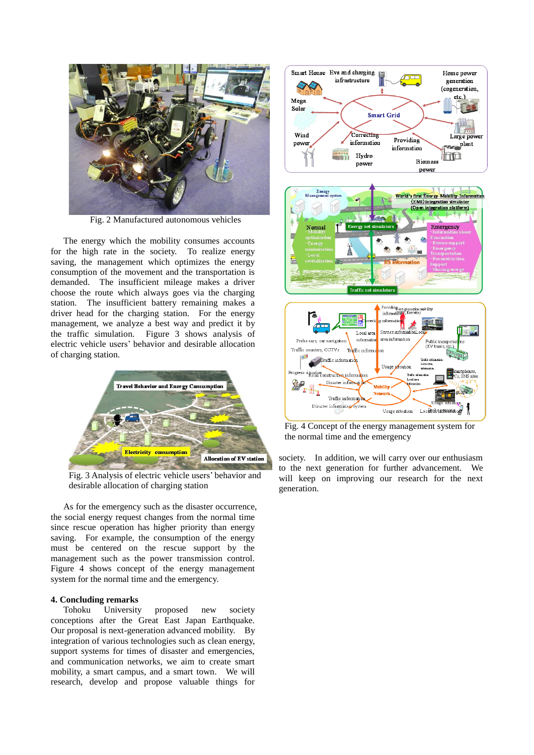Fig. 2 Manufactured autonomous vehicles

The energy which the mobility consumes accounts for the high rate in the society. To realize energy saving, the management which optimizes the energy consumption of the movement and the transportation is demanded. The insufficient mileage makes a driver choose the route which always goes via the charging station. The insufficient battery remaining makes a driver head for the charging station. For the energy management, we analyze a best way and predict it by the traffic simulation. Figure 3 shows analysis of electric vehicle users' behavior and desirable allocation of charging station.

Fig. 3 Analysis of electric vehicle users' behavior and desirable allocation of charging station

As for the emergency such as the disaster occurrence, the social energy request changes from the normal time since rescue operation has higher priority than energy saving. For example, the consumption of the energy must be centered on the rescue support by the management such as the power transmission control. Figure 4 shows concept of the energy management system for the normal time and the emergency.

## 4. Concluding remarks

Tohoku University proposed new society conceptions after the Great East Japan Earthquake. Our proposal is next-generation advanced mobility. By integration of various technologies such as clean energy, support systems for times of disaster and emergencies, and communication networks, we aim to create smart mobility, a smart campus, and a smart town. We will research, develop and propose valuable things for society. In addition, we will carry over our enthusiasm to the next generation for further advancement. We will keep on improving our research for the next generation.

Fig. 4 Concept of the energy management system for the normal time and the emergency